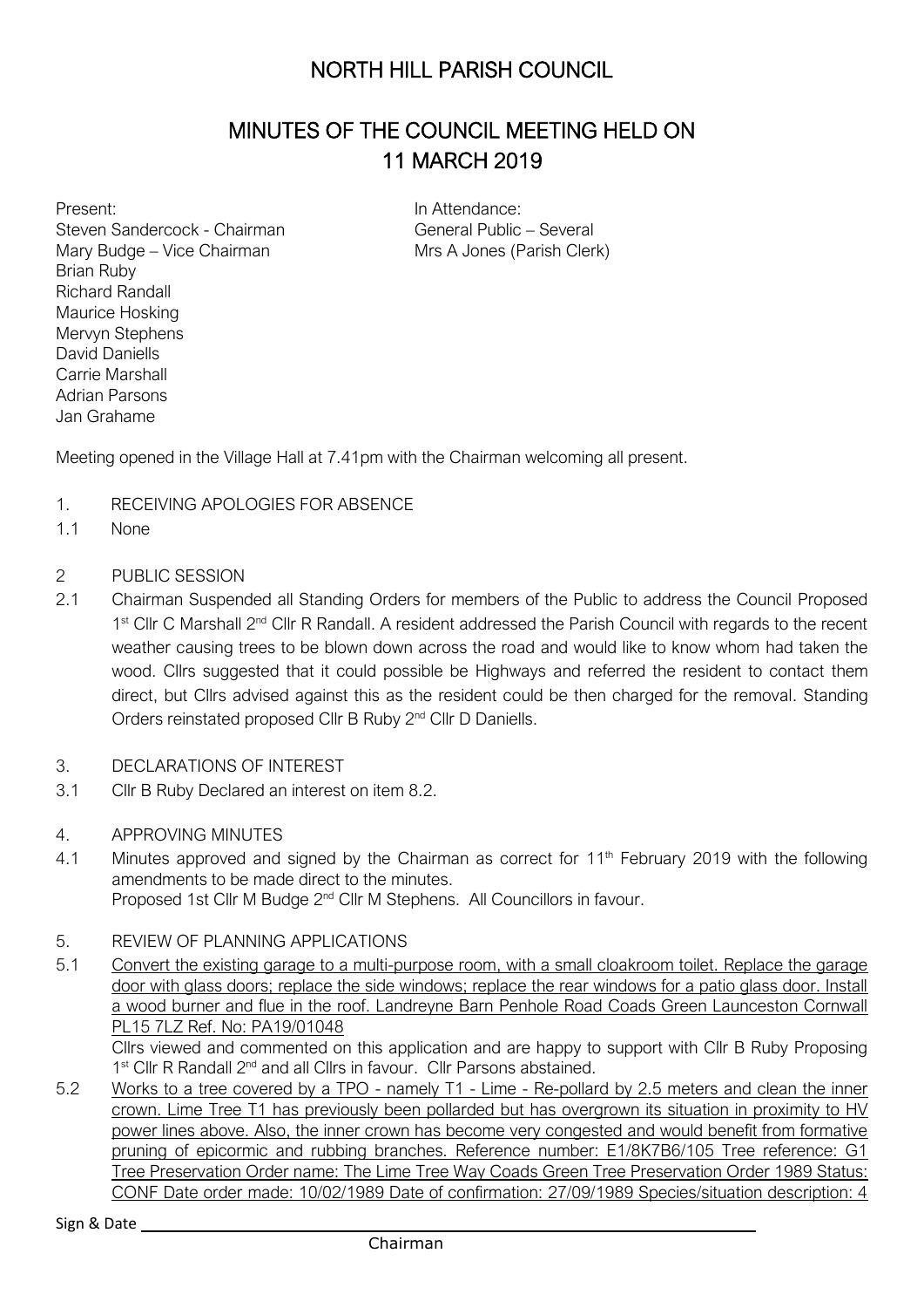# NORTH HILL PARISH COUNCIL

## MINUTES OF THE COUNCIL MEETING HELD ON 11 MARCH 2019

Present:
Steven Sandercock - Chairman
Mary Budge – Vice Chairman
Brian Ruby
Richard Randall
Maurice Hosking
Mervyn Stephens
David Daniells
Carrie Marshall
Adrian Parsons
Jan Grahame

In Attendance:
General Public – Several
Mrs A Jones (Parish Clerk)

Meeting opened in the Village Hall at 7.41pm with the Chairman welcoming all present.

1. RECEIVING APOLOGIES FOR ABSENCE

1.1 None

2 PUBLIC SESSION

2.1 Chairman Suspended all Standing Orders for members of the Public to address the Council Proposed 1st Cllr C Marshall 2nd Cllr R Randall. A resident addressed the Parish Council with regards to the recent weather causing trees to be blown down across the road and would like to know whom had taken the wood. Cllrs suggested that it could possible be Highways and referred the resident to contact them direct, but Cllrs advised against this as the resident could be then charged for the removal. Standing Orders reinstated proposed Cllr B Ruby 2nd Cllr D Daniells.

3. DECLARATIONS OF INTEREST

3.1 Cllr B Ruby Declared an interest on item 8.2.

4. APPROVING MINUTES

4.1 Minutes approved and signed by the Chairman as correct for 11th February 2019 with the following amendments to be made direct to the minutes.
Proposed 1st Cllr M Budge 2nd Cllr M Stephens. All Councillors in favour.

5. REVIEW OF PLANNING APPLICATIONS

5.1 Convert the existing garage to a multi-purpose room, with a small cloakroom toilet. Replace the garage door with glass doors; replace the side windows; replace the rear windows for a patio glass door. Install a wood burner and flue in the roof. Landreyne Barn Penhole Road Coads Green Launceston Cornwall PL15 7LZ Ref. No: PA19/01048
Cllrs viewed and commented on this application and are happy to support with Cllr B Ruby Proposing 1st Cllr R Randall 2nd and all Cllrs in favour. Cllr Parsons abstained.

5.2 Works to a tree covered by a TPO - namely T1 - Lime - Re-pollard by 2.5 meters and clean the inner crown. Lime Tree T1 has previously been pollarded but has overgrown its situation in proximity to HV power lines above. Also, the inner crown has become very congested and would benefit from formative pruning of epicormic and rubbing branches. Reference number: E1/8K7B6/105 Tree reference: G1 Tree Preservation Order name: The Lime Tree Way Coads Green Tree Preservation Order 1989 Status: CONF Date order made: 10/02/1989 Date of confirmation: 27/09/1989 Species/situation description: 4

Sign & Date ______________________________
Chairman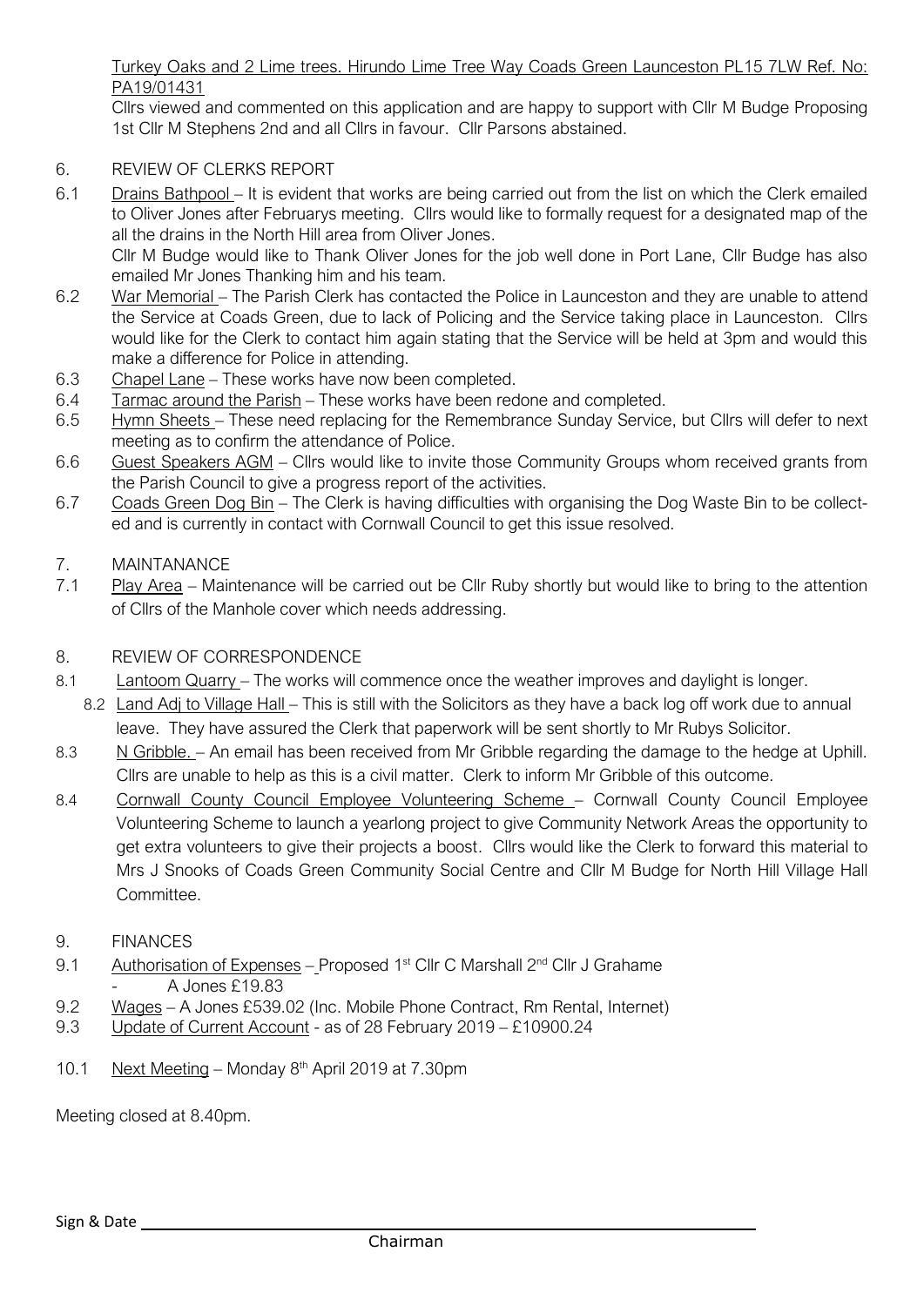Turkey Oaks and 2 Lime trees. Hirundo Lime Tree Way Coads Green Launceston PL15 7LW Ref. No: PA19/01431

Cllrs viewed and commented on this application and are happy to support with Cllr M Budge Proposing 1st Cllr M Stephens 2nd and all Cllrs in favour. Cllr Parsons abstained.

6. REVIEW OF CLERKS REPORT

6.1 Drains Bathpool – It is evident that works are being carried out from the list on which the Clerk emailed to Oliver Jones after Februarys meeting. Cllrs would like to formally request for a designated map of the all the drains in the North Hill area from Oliver Jones.
Cllr M Budge would like to Thank Oliver Jones for the job well done in Port Lane, Cllr Budge has also emailed Mr Jones Thanking him and his team.

6.2 War Memorial – The Parish Clerk has contacted the Police in Launceston and they are unable to attend the Service at Coads Green, due to lack of Policing and the Service taking place in Launceston. Cllrs would like for the Clerk to contact him again stating that the Service will be held at 3pm and would this make a difference for Police in attending.

6.3 Chapel Lane – These works have now been completed.

6.4 Tarmac around the Parish – These works have been redone and completed.

6.5 Hymn Sheets – These need replacing for the Remembrance Sunday Service, but Cllrs will defer to next meeting as to confirm the attendance of Police.

6.6 Guest Speakers AGM – Cllrs would like to invite those Community Groups whom received grants from the Parish Council to give a progress report of the activities.

6.7 Coads Green Dog Bin – The Clerk is having difficulties with organising the Dog Waste Bin to be collected and is currently in contact with Cornwall Council to get this issue resolved.

7. MAINTANANCE

7.1 Play Area – Maintenance will be carried out be Cllr Ruby shortly but would like to bring to the attention of Cllrs of the Manhole cover which needs addressing.

8. REVIEW OF CORRESPONDENCE

8.1 Lantoom Quarry – The works will commence once the weather improves and daylight is longer.

8.2 Land Adj to Village Hall – This is still with the Solicitors as they have a back log off work due to annual leave. They have assured the Clerk that paperwork will be sent shortly to Mr Rubys Solicitor.

8.3 N Gribble. – An email has been received from Mr Gribble regarding the damage to the hedge at Uphill. Cllrs are unable to help as this is a civil matter. Clerk to inform Mr Gribble of this outcome.

8.4 Cornwall County Council Employee Volunteering Scheme – Cornwall County Council Employee Volunteering Scheme to launch a yearlong project to give Community Network Areas the opportunity to get extra volunteers to give their projects a boost. Cllrs would like the Clerk to forward this material to Mrs J Snooks of Coads Green Community Social Centre and Cllr M Budge for North Hill Village Hall Committee.

9. FINANCES

9.1 Authorisation of Expenses – Proposed 1st Cllr C Marshall 2nd Cllr J Grahame
- A Jones £19.83

9.2 Wages – A Jones £539.02 (Inc. Mobile Phone Contract, Rm Rental, Internet)

9.3 Update of Current Account - as of 28 February 2019 – £10900.24

10.1 Next Meeting – Monday 8th April 2019 at 7.30pm

Meeting closed at 8.40pm.

Sign & Date ______________________________
Chairman